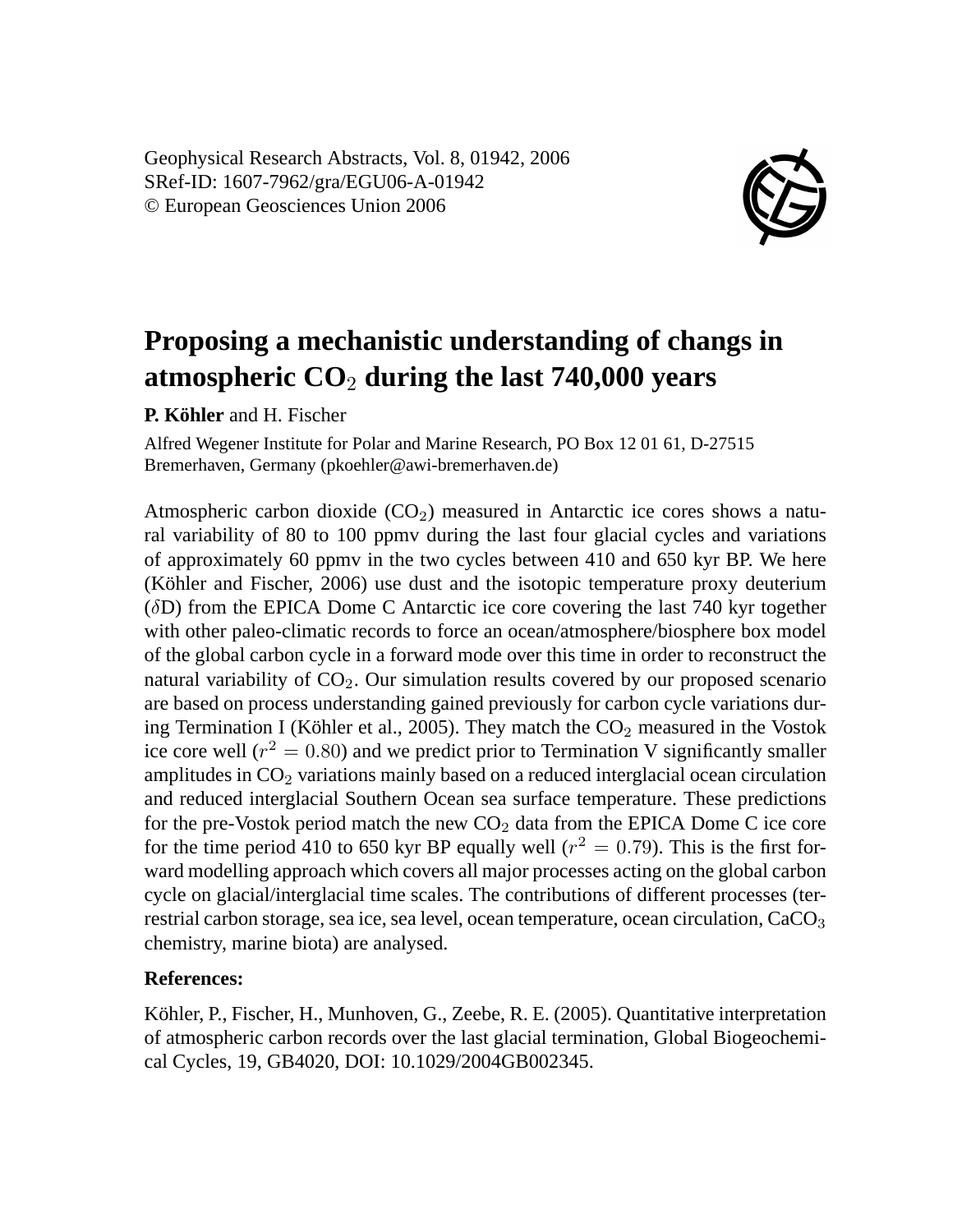Geophysical Research Abstracts, Vol. 8, 01942, 2006
SRef-ID: 1607-7962/gra/EGU06-A-01942
© European Geosciences Union 2006

# Proposing a mechanistic understanding of changs in atmospheric $CO_2$ during the last 740,000 years

**P. Köhler** and H. Fischer

Alfred Wegener Institute for Polar and Marine Research, PO Box 12 01 61, D-27515 Bremerhaven, Germany (pkoehler@awi-bremerhaven.de)

Atmospheric carbon dioxide ($CO_2$) measured in Antarctic ice cores shows a natural variability of 80 to 100 ppmv during the last four glacial cycles and variations of approximately 60 ppmv in the two cycles between 410 and 650 kyr BP. We here (Köhler and Fischer, 2006) use dust and the isotopic temperature proxy deuterium ($\delta$D) from the EPICA Dome C Antarctic ice core covering the last 740 kyr together with other paleo-climatic records to force an ocean/atmosphere/biosphere box model of the global carbon cycle in a forward mode over this time in order to reconstruct the natural variability of $CO_2$. Our simulation results covered by our proposed scenario are based on process understanding gained previously for carbon cycle variations during Termination I (Köhler et al., 2005). They match the $CO_2$ measured in the Vostok ice core well ($r^2 = 0.80$) and we predict prior to Termination V significantly smaller amplitudes in $CO_2$ variations mainly based on a reduced interglacial ocean circulation and reduced interglacial Southern Ocean sea surface temperature. These predictions for the pre-Vostok period match the new $CO_2$ data from the EPICA Dome C ice core for the time period 410 to 650 kyr BP equally well ($r^2 = 0.79$). This is the first forward modelling approach which covers all major processes acting on the global carbon cycle on glacial/interglacial time scales. The contributions of different processes (terrestrial carbon storage, sea ice, sea level, ocean temperature, ocean circulation, $CaCO_3$ chemistry, marine biota) are analysed.

**References:**

Köhler, P., Fischer, H., Munhoven, G., Zeebe, R. E. (2005). Quantitative interpretation of atmospheric carbon records over the last glacial termination, Global Biogeochemical Cycles, 19, GB4020, DOI: 10.1029/2004GB002345.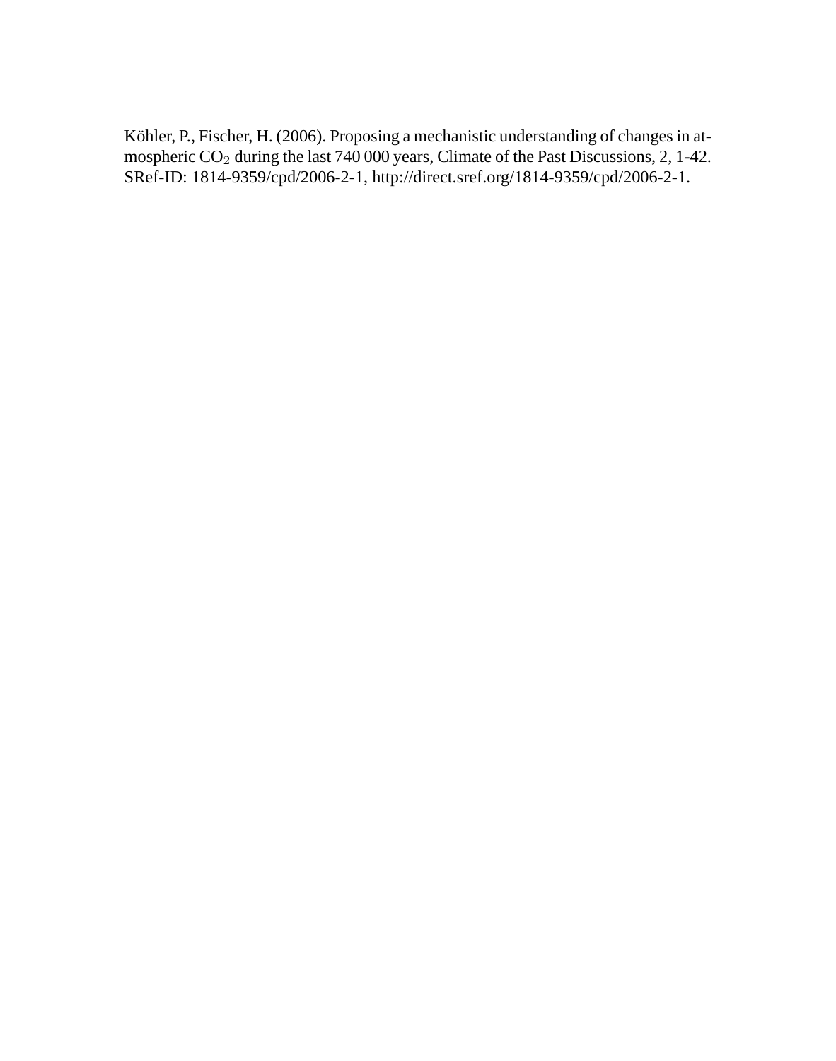Köhler, P., Fischer, H. (2006). Proposing a mechanistic understanding of changes in atmospheric $CO_2$ during the last 740 000 years, Climate of the Past Discussions, 2, 1-42. SRef-ID: 1814-9359/cpd/2006-2-1, http://direct.sref.org/1814-9359/cpd/2006-2-1.